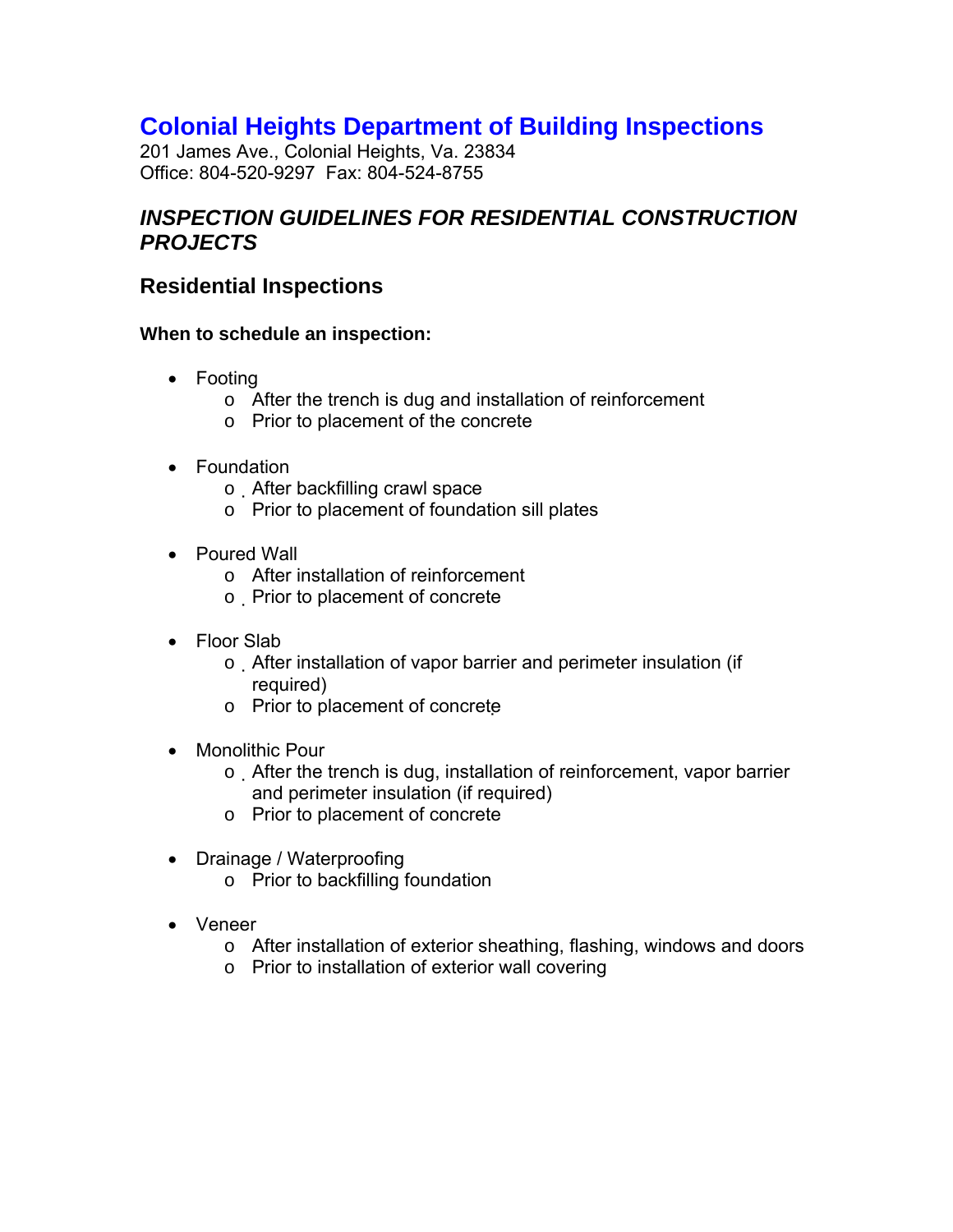# Colonial Heights Department of Building Inspections

201 James Ave., Colonial Heights, Va. 23834
Office: 804-520-9297 Fax: 804-524-8755

## *INSPECTION GUIDELINES FOR RESIDENTIAL CONSTRUCTION PROJECTS*

## Residential Inspections

**When to schedule an inspection:**

- Footing
  - After the trench is dug and installation of reinforcement
  - Prior to placement of the concrete

- Foundation
  - After backfilling crawl space
  - Prior to placement of foundation sill plates

- Poured Wall
  - After installation of reinforcement
  - Prior to placement of concrete

- Floor Slab
  - After installation of vapor barrier and perimeter insulation (if required)
  - Prior to placement of concrete

- Monolithic Pour
  - After the trench is dug, installation of reinforcement, vapor barrier and perimeter insulation (if required)
  - Prior to placement of concrete

- Drainage / Waterproofing
  - Prior to backfilling foundation

- Veneer
  - After installation of exterior sheathing, flashing, windows and doors
  - Prior to installation of exterior wall covering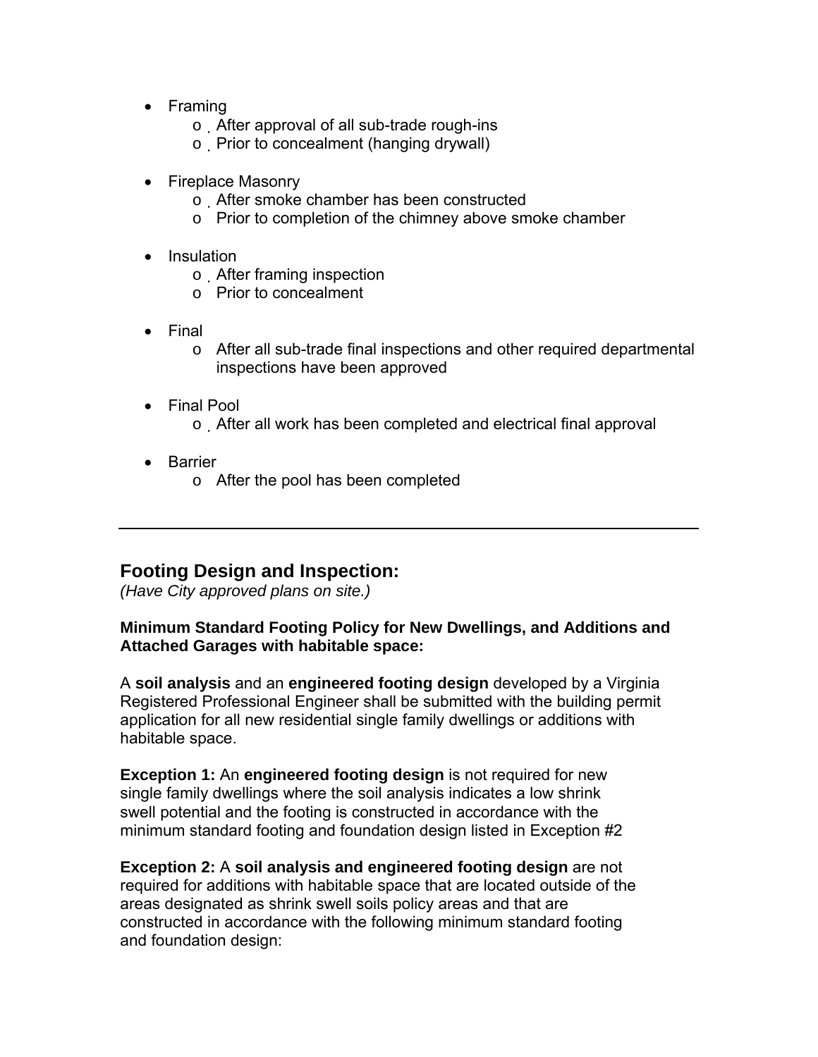- Framing
  - After approval of all sub-trade rough-ins
  - Prior to concealment (hanging drywall)
- Fireplace Masonry
  - After smoke chamber has been constructed
  - Prior to completion of the chimney above smoke chamber
- Insulation
  - After framing inspection
  - Prior to concealment
- Final
  - After all sub-trade final inspections and other required departmental inspections have been approved
- Final Pool
  - After all work has been completed and electrical final approval
- Barrier
  - After the pool has been completed

---

## Footing Design and Inspection:

*(Have City approved plans on site.)*

**Minimum Standard Footing Policy for New Dwellings, and Additions and Attached Garages with habitable space:**

A **soil analysis** and an **engineered footing design** developed by a Virginia Registered Professional Engineer shall be submitted with the building permit application for all new residential single family dwellings or additions with habitable space.

**Exception 1:** An **engineered footing design** is not required for new single family dwellings where the soil analysis indicates a low shrink swell potential and the footing is constructed in accordance with the minimum standard footing and foundation design listed in Exception #2

**Exception 2:** A **soil analysis and engineered footing design** are not required for additions with habitable space that are located outside of the areas designated as shrink swell soils policy areas and that are constructed in accordance with the following minimum standard footing and foundation design: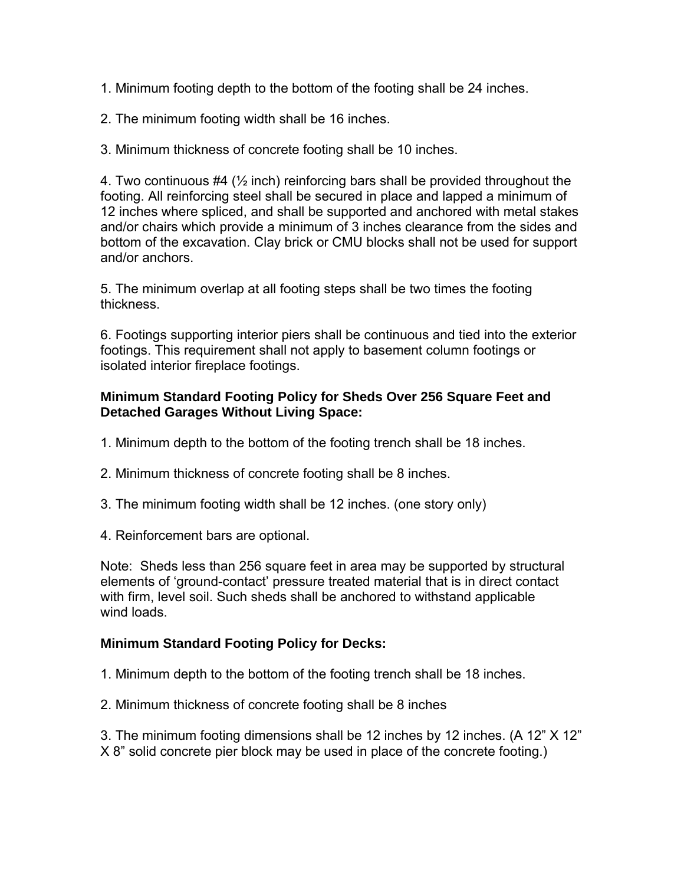1. Minimum footing depth to the bottom of the footing shall be 24 inches.

2. The minimum footing width shall be 16 inches.

3. Minimum thickness of concrete footing shall be 10 inches.

4. Two continuous #4 (½ inch) reinforcing bars shall be provided throughout the footing. All reinforcing steel shall be secured in place and lapped a minimum of 12 inches where spliced, and shall be supported and anchored with metal stakes and/or chairs which provide a minimum of 3 inches clearance from the sides and bottom of the excavation. Clay brick or CMU blocks shall not be used for support and/or anchors.

5. The minimum overlap at all footing steps shall be two times the footing thickness.

6. Footings supporting interior piers shall be continuous and tied into the exterior footings. This requirement shall not apply to basement column footings or isolated interior fireplace footings.

**Minimum Standard Footing Policy for Sheds Over 256 Square Feet and Detached Garages Without Living Space:**

1. Minimum depth to the bottom of the footing trench shall be 18 inches.

2. Minimum thickness of concrete footing shall be 8 inches.

3. The minimum footing width shall be 12 inches. (one story only)

4. Reinforcement bars are optional.

Note: Sheds less than 256 square feet in area may be supported by structural elements of 'ground-contact' pressure treated material that is in direct contact with firm, level soil. Such sheds shall be anchored to withstand applicable wind loads.

**Minimum Standard Footing Policy for Decks:**

1. Minimum depth to the bottom of the footing trench shall be 18 inches.

2. Minimum thickness of concrete footing shall be 8 inches

3. The minimum footing dimensions shall be 12 inches by 12 inches. (A 12" X 12" X 8" solid concrete pier block may be used in place of the concrete footing.)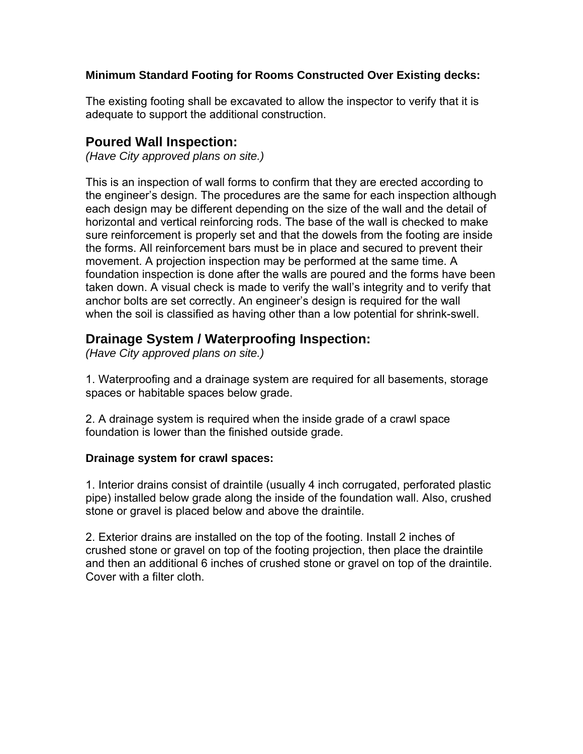**Minimum Standard Footing for Rooms Constructed Over Existing decks:**

The existing footing shall be excavated to allow the inspector to verify that it is adequate to support the additional construction.

## Poured Wall Inspection:

*(Have City approved plans on site.)*

This is an inspection of wall forms to confirm that they are erected according to the engineer's design. The procedures are the same for each inspection although each design may be different depending on the size of the wall and the detail of horizontal and vertical reinforcing rods. The base of the wall is checked to make sure reinforcement is properly set and that the dowels from the footing are inside the forms. All reinforcement bars must be in place and secured to prevent their movement. A projection inspection may be performed at the same time. A foundation inspection is done after the walls are poured and the forms have been taken down. A visual check is made to verify the wall's integrity and to verify that anchor bolts are set correctly. An engineer's design is required for the wall when the soil is classified as having other than a low potential for shrink-swell.

## Drainage System / Waterproofing Inspection:

*(Have City approved plans on site.)*

1. Waterproofing and a drainage system are required for all basements, storage spaces or habitable spaces below grade.

2. A drainage system is required when the inside grade of a crawl space foundation is lower than the finished outside grade.

**Drainage system for crawl spaces:**

1. Interior drains consist of draintile (usually 4 inch corrugated, perforated plastic pipe) installed below grade along the inside of the foundation wall. Also, crushed stone or gravel is placed below and above the draintile.

2. Exterior drains are installed on the top of the footing. Install 2 inches of crushed stone or gravel on top of the footing projection, then place the draintile and then an additional 6 inches of crushed stone or gravel on top of the draintile. Cover with a filter cloth.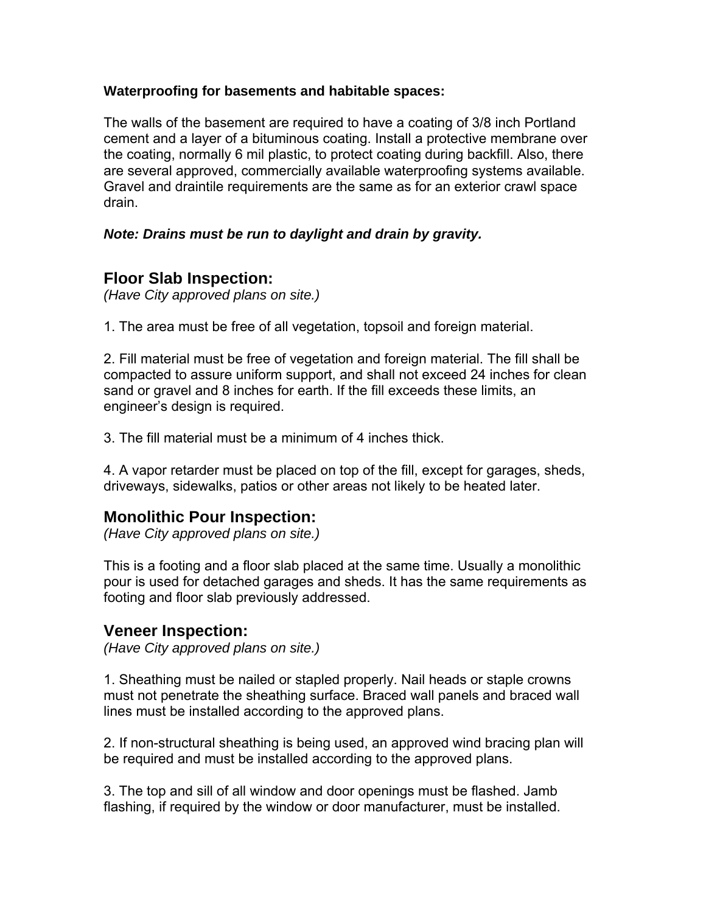**Waterproofing for basements and habitable spaces:**

The walls of the basement are required to have a coating of 3/8 inch Portland cement and a layer of a bituminous coating. Install a protective membrane over the coating, normally 6 mil plastic, to protect coating during backfill. Also, there are several approved, commercially available waterproofing systems available. Gravel and draintile requirements are the same as for an exterior crawl space drain.

***Note: Drains must be run to daylight and drain by gravity.***

## Floor Slab Inspection:

*(Have City approved plans on site.)*

1. The area must be free of all vegetation, topsoil and foreign material.

2. Fill material must be free of vegetation and foreign material. The fill shall be compacted to assure uniform support, and shall not exceed 24 inches for clean sand or gravel and 8 inches for earth. If the fill exceeds these limits, an engineer's design is required.

3. The fill material must be a minimum of 4 inches thick.

4. A vapor retarder must be placed on top of the fill, except for garages, sheds, driveways, sidewalks, patios or other areas not likely to be heated later.

## Monolithic Pour Inspection:

*(Have City approved plans on site.)*

This is a footing and a floor slab placed at the same time. Usually a monolithic pour is used for detached garages and sheds. It has the same requirements as footing and floor slab previously addressed.

## Veneer Inspection:

*(Have City approved plans on site.)*

1. Sheathing must be nailed or stapled properly. Nail heads or staple crowns must not penetrate the sheathing surface. Braced wall panels and braced wall lines must be installed according to the approved plans.

2. If non-structural sheathing is being used, an approved wind bracing plan will be required and must be installed according to the approved plans.

3. The top and sill of all window and door openings must be flashed. Jamb flashing, if required by the window or door manufacturer, must be installed.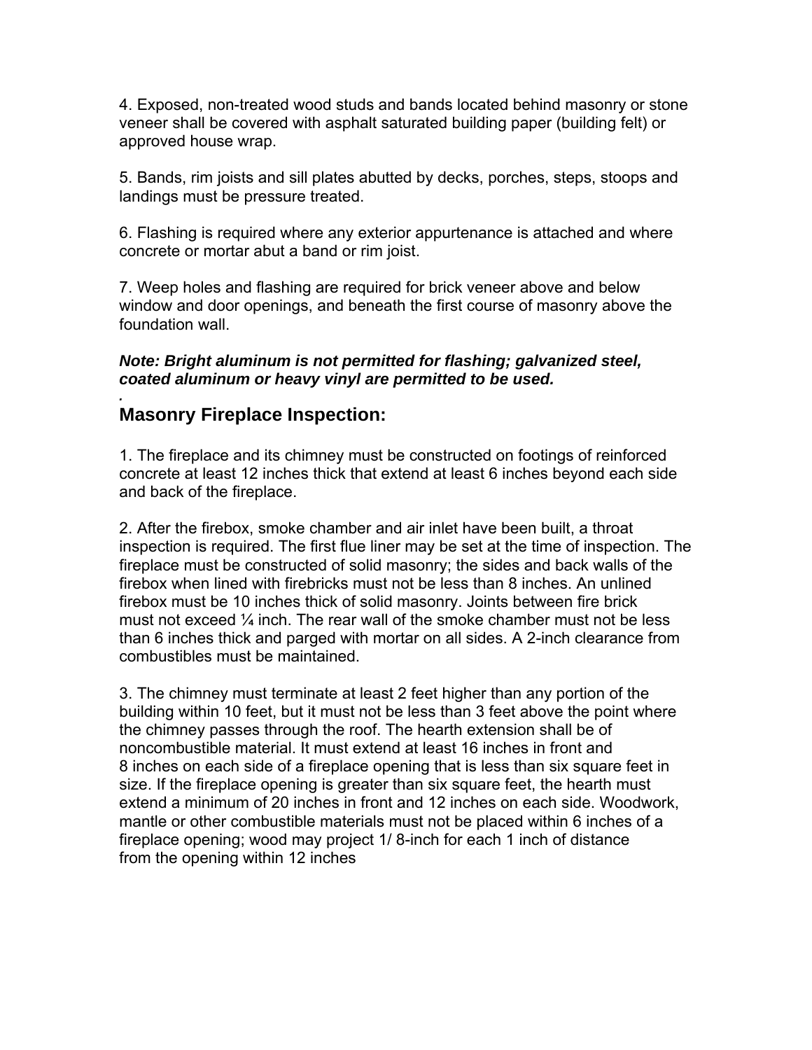4. Exposed, non-treated wood studs and bands located behind masonry or stone veneer shall be covered with asphalt saturated building paper (building felt) or approved house wrap.

5. Bands, rim joists and sill plates abutted by decks, porches, steps, stoops and landings must be pressure treated.

6. Flashing is required where any exterior appurtenance is attached and where concrete or mortar abut a band or rim joist.

7. Weep holes and flashing are required for brick veneer above and below window and door openings, and beneath the first course of masonry above the foundation wall.

***Note: Bright aluminum is not permitted for flashing; galvanized steel, coated aluminum or heavy vinyl are permitted to be used.***

## Masonry Fireplace Inspection:

1. The fireplace and its chimney must be constructed on footings of reinforced concrete at least 12 inches thick that extend at least 6 inches beyond each side and back of the fireplace.

2. After the firebox, smoke chamber and air inlet have been built, a throat inspection is required. The first flue liner may be set at the time of inspection. The fireplace must be constructed of solid masonry; the sides and back walls of the firebox when lined with firebricks must not be less than 8 inches. An unlined firebox must be 10 inches thick of solid masonry. Joints between fire brick must not exceed ¼ inch. The rear wall of the smoke chamber must not be less than 6 inches thick and parged with mortar on all sides. A 2-inch clearance from combustibles must be maintained.

3. The chimney must terminate at least 2 feet higher than any portion of the building within 10 feet, but it must not be less than 3 feet above the point where the chimney passes through the roof. The hearth extension shall be of noncombustible material. It must extend at least 16 inches in front and 8 inches on each side of a fireplace opening that is less than six square feet in size. If the fireplace opening is greater than six square feet, the hearth must extend a minimum of 20 inches in front and 12 inches on each side. Woodwork, mantle or other combustible materials must not be placed within 6 inches of a fireplace opening; wood may project 1/ 8-inch for each 1 inch of distance from the opening within 12 inches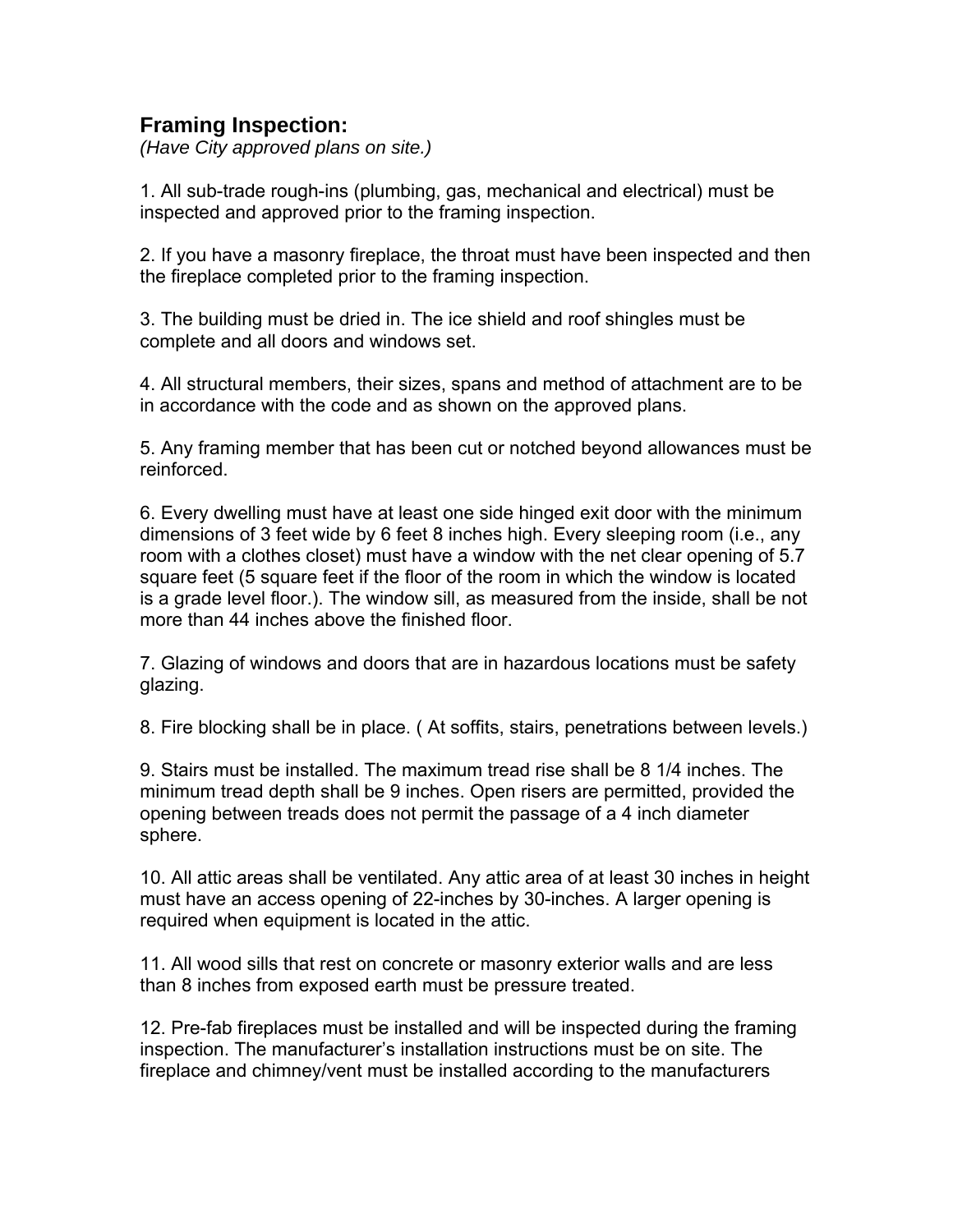## Framing Inspection:

*(Have City approved plans on site.)*

1. All sub-trade rough-ins (plumbing, gas, mechanical and electrical) must be inspected and approved prior to the framing inspection.

2. If you have a masonry fireplace, the throat must have been inspected and then the fireplace completed prior to the framing inspection.

3. The building must be dried in. The ice shield and roof shingles must be complete and all doors and windows set.

4. All structural members, their sizes, spans and method of attachment are to be in accordance with the code and as shown on the approved plans.

5. Any framing member that has been cut or notched beyond allowances must be reinforced.

6. Every dwelling must have at least one side hinged exit door with the minimum dimensions of 3 feet wide by 6 feet 8 inches high. Every sleeping room (i.e., any room with a clothes closet) must have a window with the net clear opening of 5.7 square feet (5 square feet if the floor of the room in which the window is located is a grade level floor.). The window sill, as measured from the inside, shall be not more than 44 inches above the finished floor.

7. Glazing of windows and doors that are in hazardous locations must be safety glazing.

8. Fire blocking shall be in place. ( At soffits, stairs, penetrations between levels.)

9. Stairs must be installed. The maximum tread rise shall be 8 1/4 inches. The minimum tread depth shall be 9 inches. Open risers are permitted, provided the opening between treads does not permit the passage of a 4 inch diameter sphere.

10. All attic areas shall be ventilated. Any attic area of at least 30 inches in height must have an access opening of 22-inches by 30-inches. A larger opening is required when equipment is located in the attic.

11. All wood sills that rest on concrete or masonry exterior walls and are less than 8 inches from exposed earth must be pressure treated.

12. Pre-fab fireplaces must be installed and will be inspected during the framing inspection. The manufacturer's installation instructions must be on site. The fireplace and chimney/vent must be installed according to the manufacturers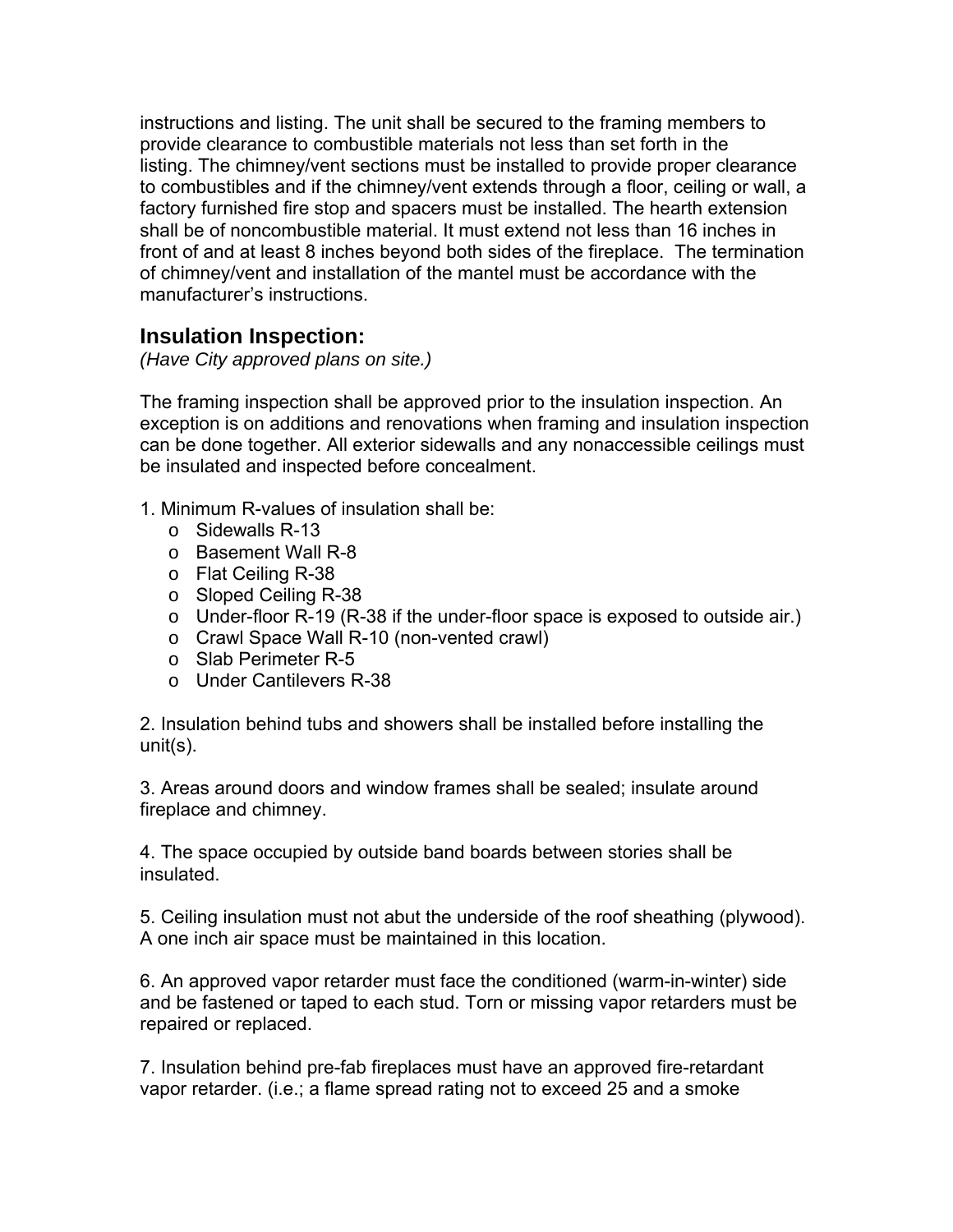instructions and listing. The unit shall be secured to the framing members to provide clearance to combustible materials not less than set forth in the listing. The chimney/vent sections must be installed to provide proper clearance to combustibles and if the chimney/vent extends through a floor, ceiling or wall, a factory furnished fire stop and spacers must be installed. The hearth extension shall be of noncombustible material. It must extend not less than 16 inches in front of and at least 8 inches beyond both sides of the fireplace. The termination of chimney/vent and installation of the mantel must be accordance with the manufacturer's instructions.

## Insulation Inspection:

*(Have City approved plans on site.)*

The framing inspection shall be approved prior to the insulation inspection. An exception is on additions and renovations when framing and insulation inspection can be done together. All exterior sidewalls and any nonaccessible ceilings must be insulated and inspected before concealment.

1. Minimum R-values of insulation shall be:
   - Sidewalls R-13
   - Basement Wall R-8
   - Flat Ceiling R-38
   - Sloped Ceiling R-38
   - Under-floor R-19 (R-38 if the under-floor space is exposed to outside air.)
   - Crawl Space Wall R-10 (non-vented crawl)
   - Slab Perimeter R-5
   - Under Cantilevers R-38

2. Insulation behind tubs and showers shall be installed before installing the unit(s).

3. Areas around doors and window frames shall be sealed; insulate around fireplace and chimney.

4. The space occupied by outside band boards between stories shall be insulated.

5. Ceiling insulation must not abut the underside of the roof sheathing (plywood). A one inch air space must be maintained in this location.

6. An approved vapor retarder must face the conditioned (warm-in-winter) side and be fastened or taped to each stud. Torn or missing vapor retarders must be repaired or replaced.

7. Insulation behind pre-fab fireplaces must have an approved fire-retardant vapor retarder. (i.e.; a flame spread rating not to exceed 25 and a smoke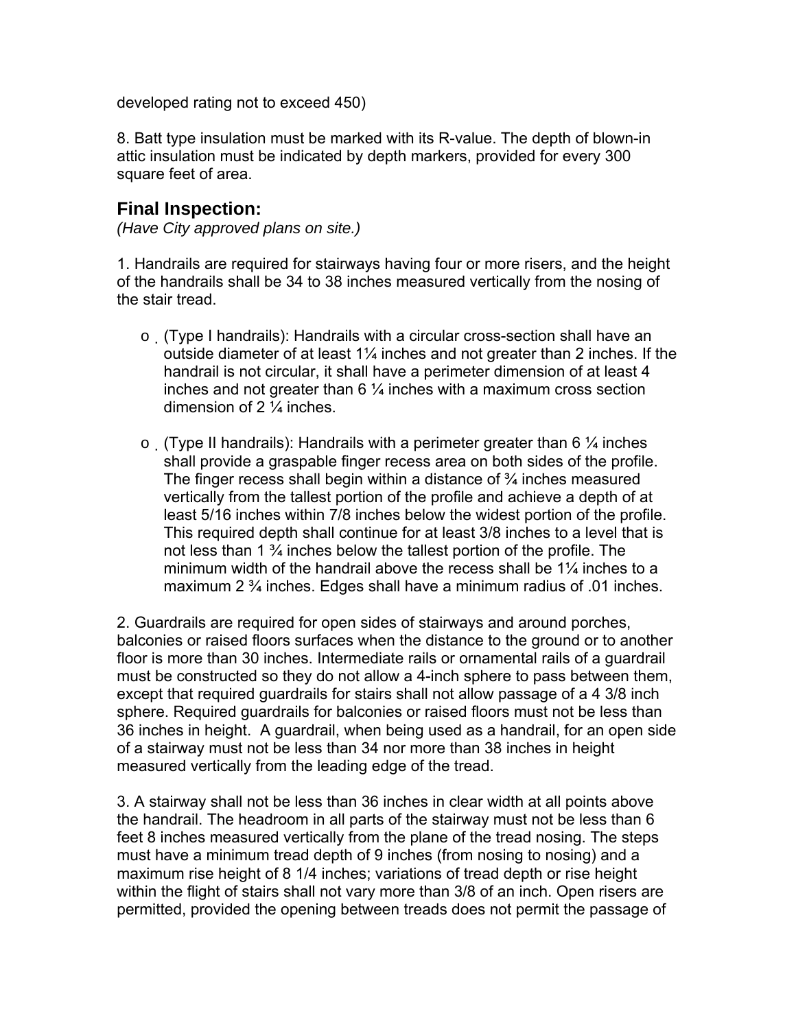developed rating not to exceed 450)

8. Batt type insulation must be marked with its R-value. The depth of blown-in attic insulation must be indicated by depth markers, provided for every 300 square feet of area.

## Final Inspection:

*(Have City approved plans on site.)*

1. Handrails are required for stairways having four or more risers, and the height of the handrails shall be 34 to 38 inches measured vertically from the nosing of the stair tread.

   - (Type I handrails): Handrails with a circular cross-section shall have an outside diameter of at least 1¼ inches and not greater than 2 inches. If the handrail is not circular, it shall have a perimeter dimension of at least 4 inches and not greater than 6 ¼ inches with a maximum cross section dimension of 2 ¼ inches.

   - (Type II handrails): Handrails with a perimeter greater than 6 ¼ inches shall provide a graspable finger recess area on both sides of the profile. The finger recess shall begin within a distance of ¾ inches measured vertically from the tallest portion of the profile and achieve a depth of at least 5/16 inches within 7/8 inches below the widest portion of the profile. This required depth shall continue for at least 3/8 inches to a level that is not less than 1 ¾ inches below the tallest portion of the profile. The minimum width of the handrail above the recess shall be 1¼ inches to a maximum 2 ¾ inches. Edges shall have a minimum radius of .01 inches.

2. Guardrails are required for open sides of stairways and around porches, balconies or raised floors surfaces when the distance to the ground or to another floor is more than 30 inches. Intermediate rails or ornamental rails of a guardrail must be constructed so they do not allow a 4-inch sphere to pass between them, except that required guardrails for stairs shall not allow passage of a 4 3/8 inch sphere. Required guardrails for balconies or raised floors must not be less than 36 inches in height. A guardrail, when being used as a handrail, for an open side of a stairway must not be less than 34 nor more than 38 inches in height measured vertically from the leading edge of the tread.

3. A stairway shall not be less than 36 inches in clear width at all points above the handrail. The headroom in all parts of the stairway must not be less than 6 feet 8 inches measured vertically from the plane of the tread nosing. The steps must have a minimum tread depth of 9 inches (from nosing to nosing) and a maximum rise height of 8 1/4 inches; variations of tread depth or rise height within the flight of stairs shall not vary more than 3/8 of an inch. Open risers are permitted, provided the opening between treads does not permit the passage of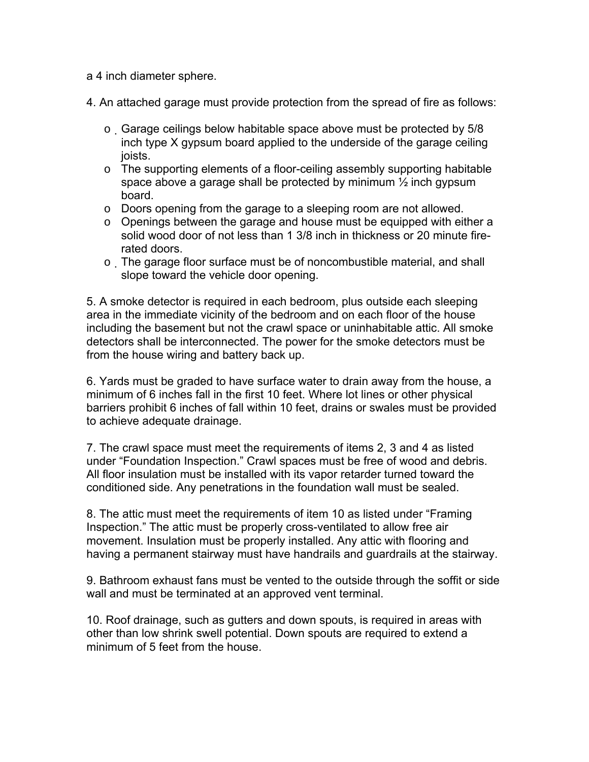a 4 inch diameter sphere.

4. An attached garage must provide protection from the spread of fire as follows:

   - Garage ceilings below habitable space above must be protected by 5/8 inch type X gypsum board applied to the underside of the garage ceiling joists.
   - The supporting elements of a floor-ceiling assembly supporting habitable space above a garage shall be protected by minimum ½ inch gypsum board.
   - Doors opening from the garage to a sleeping room are not allowed.
   - Openings between the garage and house must be equipped with either a solid wood door of not less than 1 3/8 inch in thickness or 20 minute fire-rated doors.
   - The garage floor surface must be of noncombustible material, and shall slope toward the vehicle door opening.

5. A smoke detector is required in each bedroom, plus outside each sleeping area in the immediate vicinity of the bedroom and on each floor of the house including the basement but not the crawl space or uninhabitable attic. All smoke detectors shall be interconnected. The power for the smoke detectors must be from the house wiring and battery back up.

6. Yards must be graded to have surface water to drain away from the house, a minimum of 6 inches fall in the first 10 feet. Where lot lines or other physical barriers prohibit 6 inches of fall within 10 feet, drains or swales must be provided to achieve adequate drainage.

7. The crawl space must meet the requirements of items 2, 3 and 4 as listed under "Foundation Inspection." Crawl spaces must be free of wood and debris. All floor insulation must be installed with its vapor retarder turned toward the conditioned side. Any penetrations in the foundation wall must be sealed.

8. The attic must meet the requirements of item 10 as listed under "Framing Inspection." The attic must be properly cross-ventilated to allow free air movement. Insulation must be properly installed. Any attic with flooring and having a permanent stairway must have handrails and guardrails at the stairway.

9. Bathroom exhaust fans must be vented to the outside through the soffit or side wall and must be terminated at an approved vent terminal.

10. Roof drainage, such as gutters and down spouts, is required in areas with other than low shrink swell potential. Down spouts are required to extend a minimum of 5 feet from the house.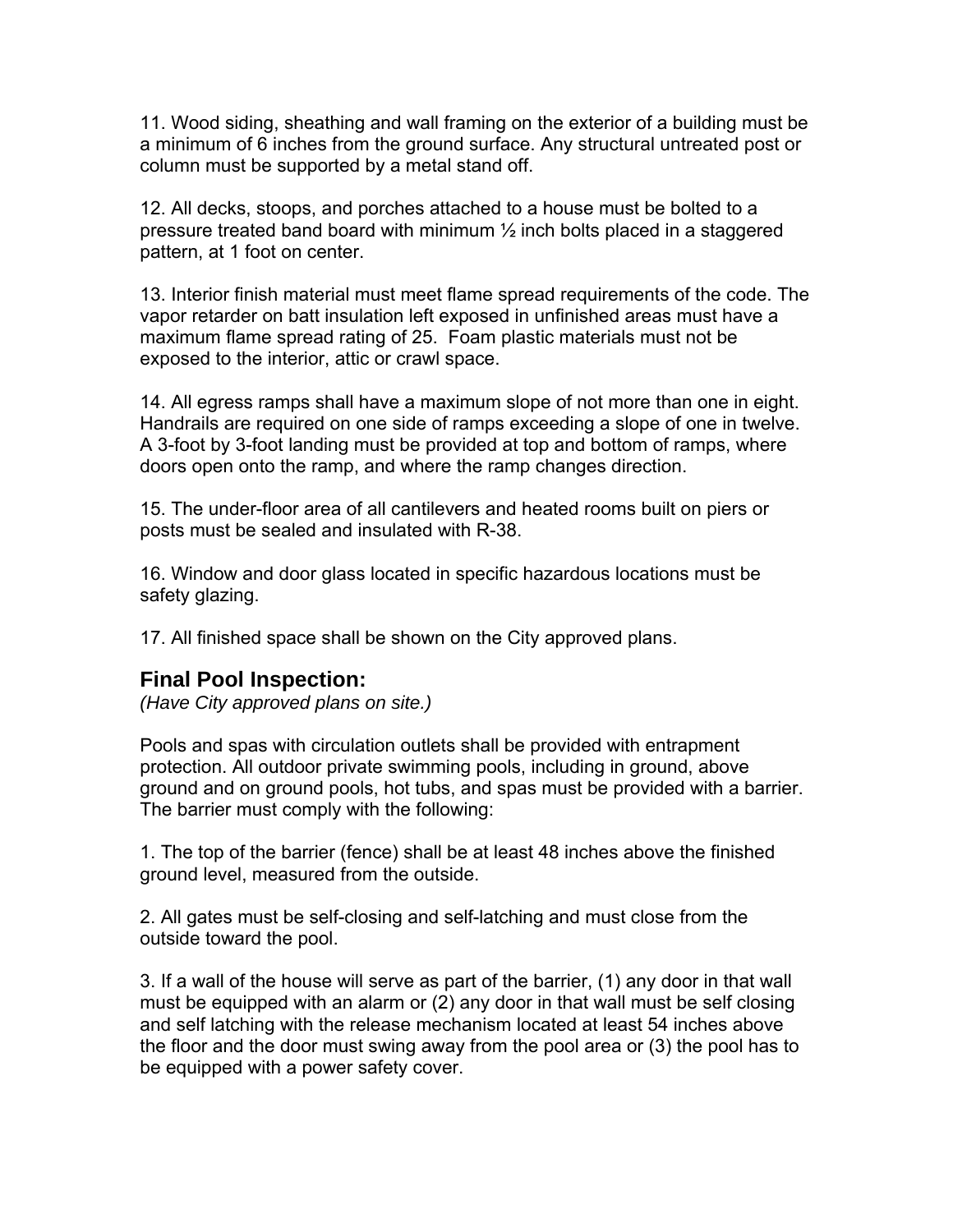11. Wood siding, sheathing and wall framing on the exterior of a building must be a minimum of 6 inches from the ground surface. Any structural untreated post or column must be supported by a metal stand off.

12. All decks, stoops, and porches attached to a house must be bolted to a pressure treated band board with minimum ½ inch bolts placed in a staggered pattern, at 1 foot on center.

13. Interior finish material must meet flame spread requirements of the code. The vapor retarder on batt insulation left exposed in unfinished areas must have a maximum flame spread rating of 25. Foam plastic materials must not be exposed to the interior, attic or crawl space.

14. All egress ramps shall have a maximum slope of not more than one in eight. Handrails are required on one side of ramps exceeding a slope of one in twelve. A 3-foot by 3-foot landing must be provided at top and bottom of ramps, where doors open onto the ramp, and where the ramp changes direction.

15. The under-floor area of all cantilevers and heated rooms built on piers or posts must be sealed and insulated with R-38.

16. Window and door glass located in specific hazardous locations must be safety glazing.

17. All finished space shall be shown on the City approved plans.

## Final Pool Inspection:

*(Have City approved plans on site.)*

Pools and spas with circulation outlets shall be provided with entrapment protection. All outdoor private swimming pools, including in ground, above ground and on ground pools, hot tubs, and spas must be provided with a barrier. The barrier must comply with the following:

1. The top of the barrier (fence) shall be at least 48 inches above the finished ground level, measured from the outside.

2. All gates must be self-closing and self-latching and must close from the outside toward the pool.

3. If a wall of the house will serve as part of the barrier, (1) any door in that wall must be equipped with an alarm or (2) any door in that wall must be self closing and self latching with the release mechanism located at least 54 inches above the floor and the door must swing away from the pool area or (3) the pool has to be equipped with a power safety cover.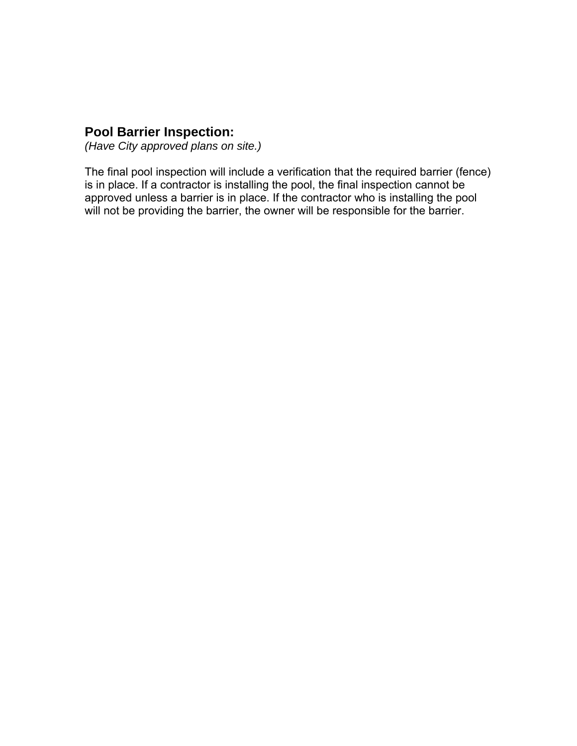## Pool Barrier Inspection:

*(Have City approved plans on site.)*

The final pool inspection will include a verification that the required barrier (fence) is in place. If a contractor is installing the pool, the final inspection cannot be approved unless a barrier is in place. If the contractor who is installing the pool will not be providing the barrier, the owner will be responsible for the barrier.